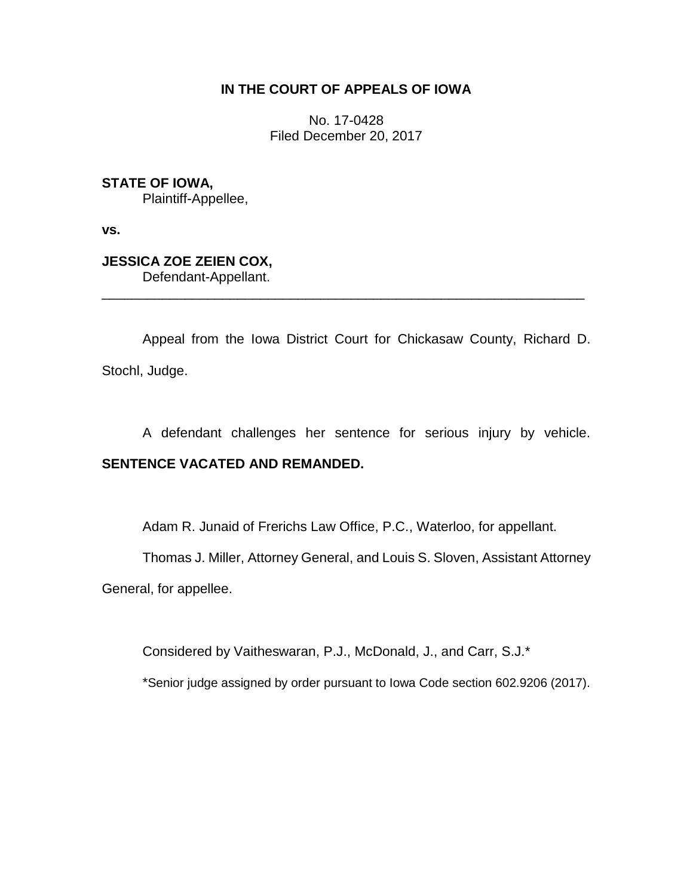**IN THE COURT OF APPEALS OF IOWA**

No. 17-0428
Filed December 20, 2017

**STATE OF IOWA,**
Plaintiff-Appellee,

**vs.**

**JESSICA ZOE ZEIEN COX,**
Defendant-Appellant.

---

Appeal from the Iowa District Court for Chickasaw County, Richard D. Stochl, Judge.

A defendant challenges her sentence for serious injury by vehicle. **SENTENCE VACATED AND REMANDED.**

Adam R. Junaid of Frerichs Law Office, P.C., Waterloo, for appellant.

Thomas J. Miller, Attorney General, and Louis S. Sloven, Assistant Attorney General, for appellee.

Considered by Vaitheswaran, P.J., McDonald, J., and Carr, S.J.*

*Senior judge assigned by order pursuant to Iowa Code section 602.9206 (2017).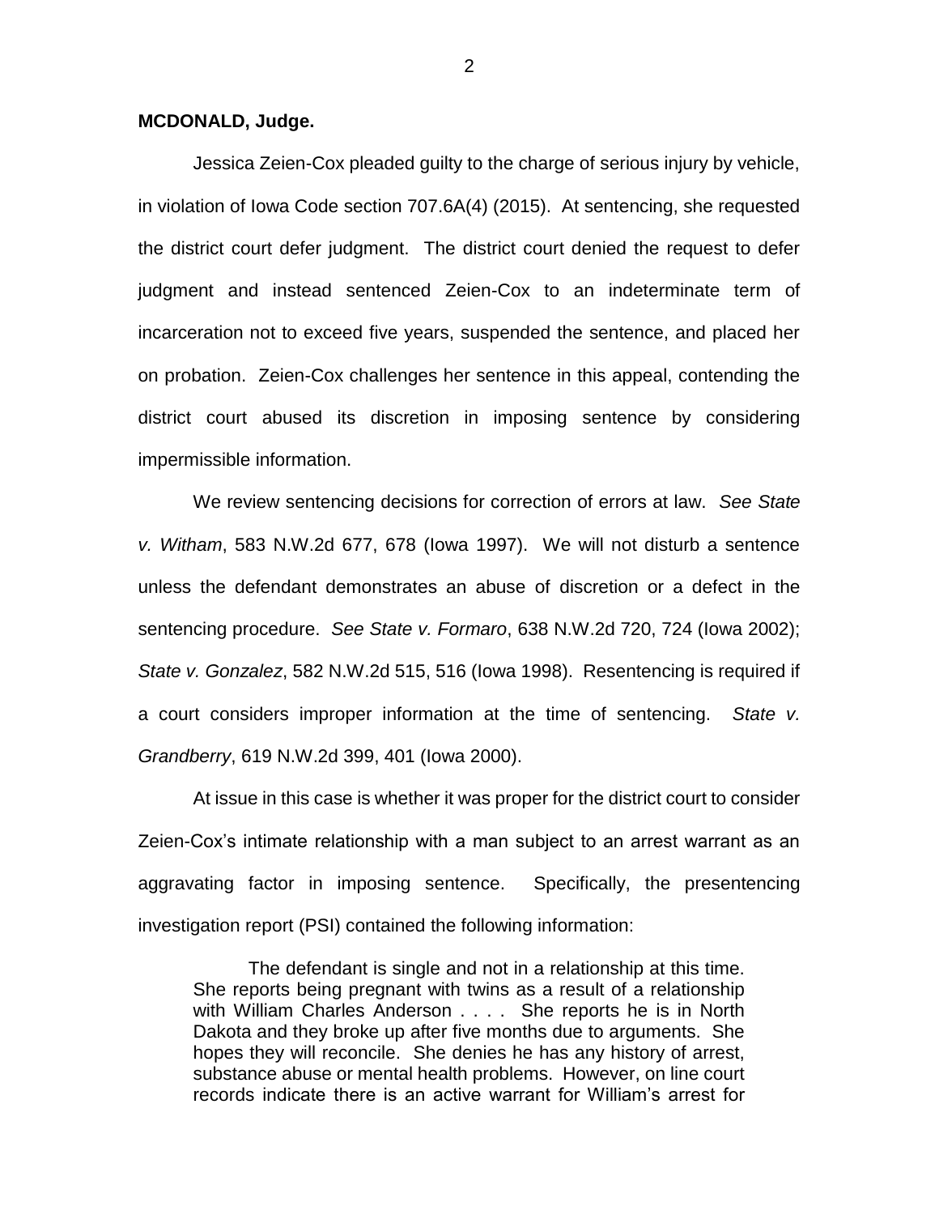**MCDONALD, Judge.**

Jessica Zeien-Cox pleaded guilty to the charge of serious injury by vehicle, in violation of Iowa Code section 707.6A(4) (2015). At sentencing, she requested the district court defer judgment. The district court denied the request to defer judgment and instead sentenced Zeien-Cox to an indeterminate term of incarceration not to exceed five years, suspended the sentence, and placed her on probation. Zeien-Cox challenges her sentence in this appeal, contending the district court abused its discretion in imposing sentence by considering impermissible information.

We review sentencing decisions for correction of errors at law. *See State v. Witham*, 583 N.W.2d 677, 678 (Iowa 1997). We will not disturb a sentence unless the defendant demonstrates an abuse of discretion or a defect in the sentencing procedure. *See State v. Formaro*, 638 N.W.2d 720, 724 (Iowa 2002); *State v. Gonzalez*, 582 N.W.2d 515, 516 (Iowa 1998). Resentencing is required if a court considers improper information at the time of sentencing. *State v. Grandberry*, 619 N.W.2d 399, 401 (Iowa 2000).

At issue in this case is whether it was proper for the district court to consider Zeien-Cox's intimate relationship with a man subject to an arrest warrant as an aggravating factor in imposing sentence. Specifically, the presentencing investigation report (PSI) contained the following information:

> The defendant is single and not in a relationship at this time. She reports being pregnant with twins as a result of a relationship with William Charles Anderson . . . . She reports he is in North Dakota and they broke up after five months due to arguments. She hopes they will reconcile. She denies he has any history of arrest, substance abuse or mental health problems. However, on line court records indicate there is an active warrant for William's arrest for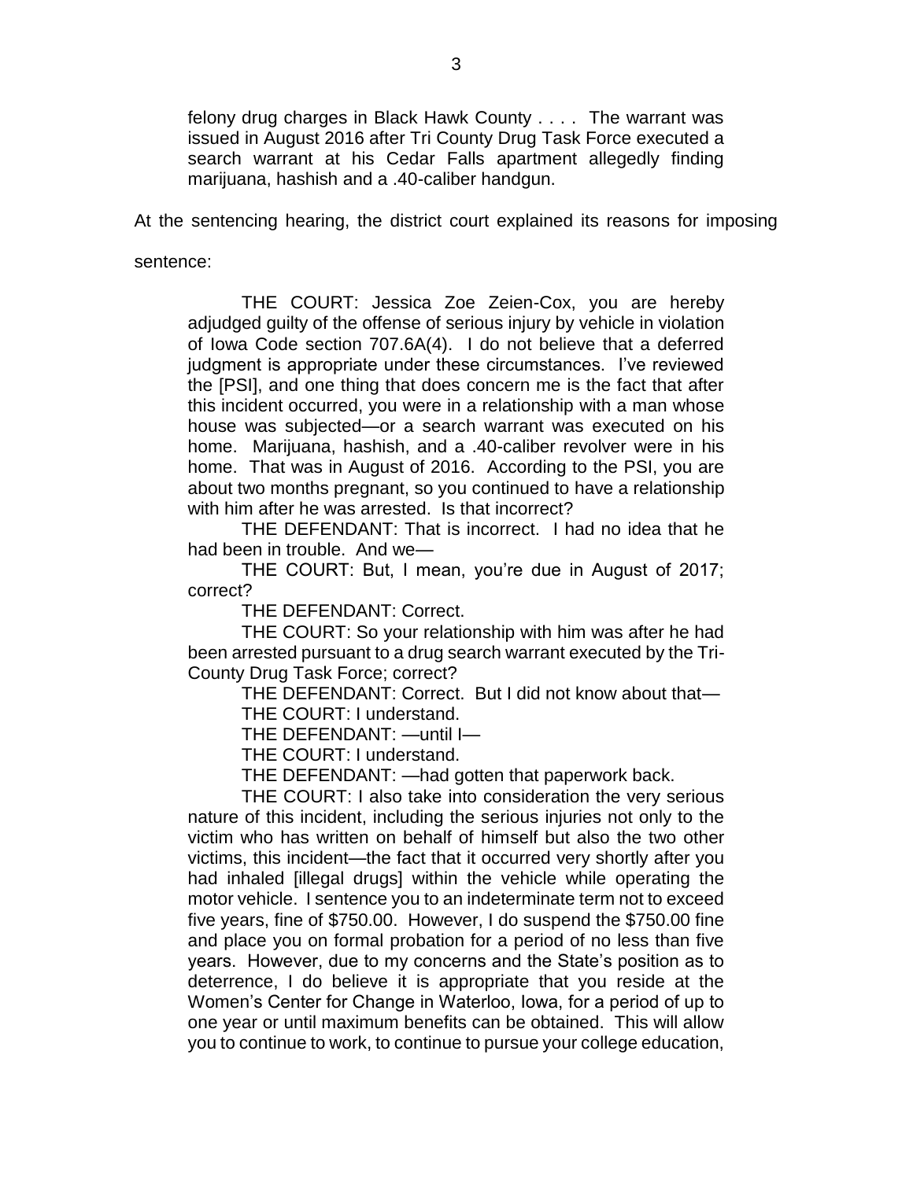> felony drug charges in Black Hawk County . . . . The warrant was issued in August 2016 after Tri County Drug Task Force executed a search warrant at his Cedar Falls apartment allegedly finding marijuana, hashish and a .40-caliber handgun.

At the sentencing hearing, the district court explained its reasons for imposing sentence:

> THE COURT: Jessica Zoe Zeien-Cox, you are hereby adjudged guilty of the offense of serious injury by vehicle in violation of Iowa Code section 707.6A(4). I do not believe that a deferred judgment is appropriate under these circumstances. I've reviewed the [PSI], and one thing that does concern me is the fact that after this incident occurred, you were in a relationship with a man whose house was subjected—or a search warrant was executed on his home. Marijuana, hashish, and a .40-caliber revolver were in his home. That was in August of 2016. According to the PSI, you are about two months pregnant, so you continued to have a relationship with him after he was arrested. Is that incorrect?
>
> THE DEFENDANT: That is incorrect. I had no idea that he had been in trouble. And we—
>
> THE COURT: But, I mean, you're due in August of 2017; correct?
>
> THE DEFENDANT: Correct.
>
> THE COURT: So your relationship with him was after he had been arrested pursuant to a drug search warrant executed by the Tri-County Drug Task Force; correct?
>
> THE DEFENDANT: Correct. But I did not know about that—
>
> THE COURT: I understand.
>
> THE DEFENDANT: —until I—
>
> THE COURT: I understand.
>
> THE DEFENDANT: —had gotten that paperwork back.
>
> THE COURT: I also take into consideration the very serious nature of this incident, including the serious injuries not only to the victim who has written on behalf of himself but also the two other victims, this incident—the fact that it occurred very shortly after you had inhaled [illegal drugs] within the vehicle while operating the motor vehicle. I sentence you to an indeterminate term not to exceed five years, fine of $750.00. However, I do suspend the $750.00 fine and place you on formal probation for a period of no less than five years. However, due to my concerns and the State's position as to deterrence, I do believe it is appropriate that you reside at the Women's Center for Change in Waterloo, Iowa, for a period of up to one year or until maximum benefits can be obtained. This will allow you to continue to work, to continue to pursue your college education,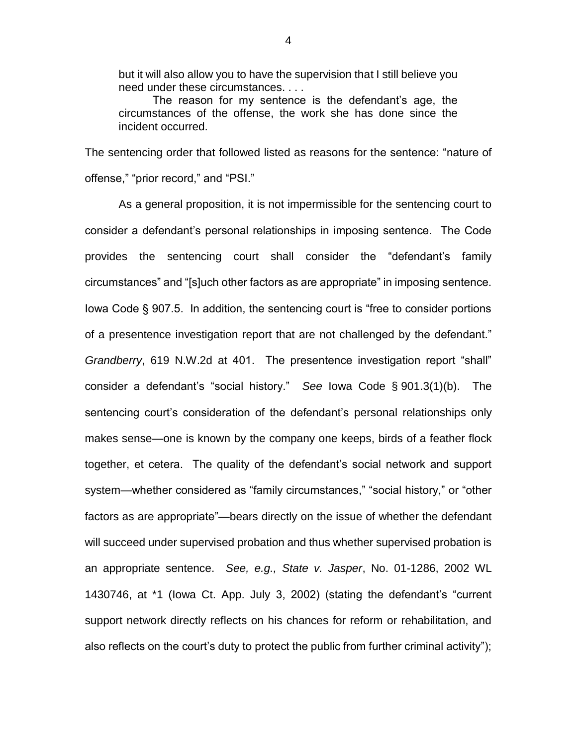> but it will also allow you to have the supervision that I still believe you need under these circumstances. . . .
>
> The reason for my sentence is the defendant's age, the circumstances of the offense, the work she has done since the incident occurred.

The sentencing order that followed listed as reasons for the sentence: "nature of offense," "prior record," and "PSI."

As a general proposition, it is not impermissible for the sentencing court to consider a defendant's personal relationships in imposing sentence. The Code provides the sentencing court shall consider the "defendant's family circumstances" and "[s]uch other factors as are appropriate" in imposing sentence. Iowa Code § 907.5. In addition, the sentencing court is "free to consider portions of a presentence investigation report that are not challenged by the defendant." *Grandberry*, 619 N.W.2d at 401. The presentence investigation report "shall" consider a defendant's "social history." *See* Iowa Code § 901.3(1)(b). The sentencing court's consideration of the defendant's personal relationships only makes sense—one is known by the company one keeps, birds of a feather flock together, et cetera. The quality of the defendant's social network and support system—whether considered as "family circumstances," "social history," or "other factors as are appropriate"—bears directly on the issue of whether the defendant will succeed under supervised probation and thus whether supervised probation is an appropriate sentence. *See, e.g., State v. Jasper*, No. 01-1286, 2002 WL 1430746, at *1 (Iowa Ct. App. July 3, 2002) (stating the defendant's "current support network directly reflects on his chances for reform or rehabilitation, and also reflects on the court's duty to protect the public from further criminal activity");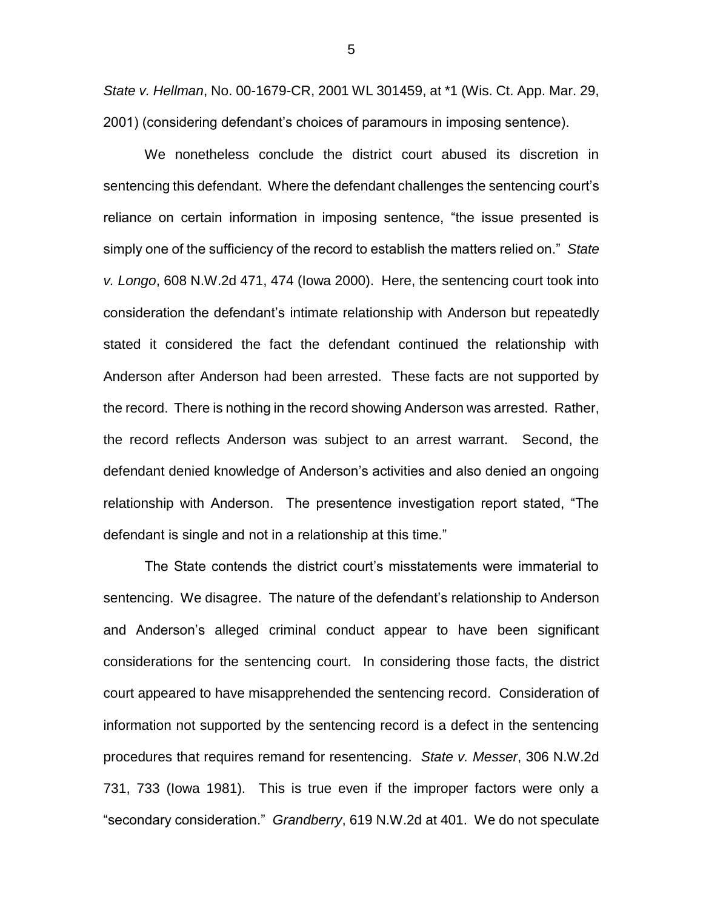*State v. Hellman*, No. 00-1679-CR, 2001 WL 301459, at *1 (Wis. Ct. App. Mar. 29, 2001) (considering defendant's choices of paramours in imposing sentence).

We nonetheless conclude the district court abused its discretion in sentencing this defendant. Where the defendant challenges the sentencing court's reliance on certain information in imposing sentence, "the issue presented is simply one of the sufficiency of the record to establish the matters relied on." *State v. Longo*, 608 N.W.2d 471, 474 (Iowa 2000). Here, the sentencing court took into consideration the defendant's intimate relationship with Anderson but repeatedly stated it considered the fact the defendant continued the relationship with Anderson after Anderson had been arrested. These facts are not supported by the record. There is nothing in the record showing Anderson was arrested. Rather, the record reflects Anderson was subject to an arrest warrant. Second, the defendant denied knowledge of Anderson's activities and also denied an ongoing relationship with Anderson. The presentence investigation report stated, "The defendant is single and not in a relationship at this time."

The State contends the district court's misstatements were immaterial to sentencing. We disagree. The nature of the defendant's relationship to Anderson and Anderson's alleged criminal conduct appear to have been significant considerations for the sentencing court. In considering those facts, the district court appeared to have misapprehended the sentencing record. Consideration of information not supported by the sentencing record is a defect in the sentencing procedures that requires remand for resentencing. *State v. Messer*, 306 N.W.2d 731, 733 (Iowa 1981). This is true even if the improper factors were only a "secondary consideration." *Grandberry*, 619 N.W.2d at 401. We do not speculate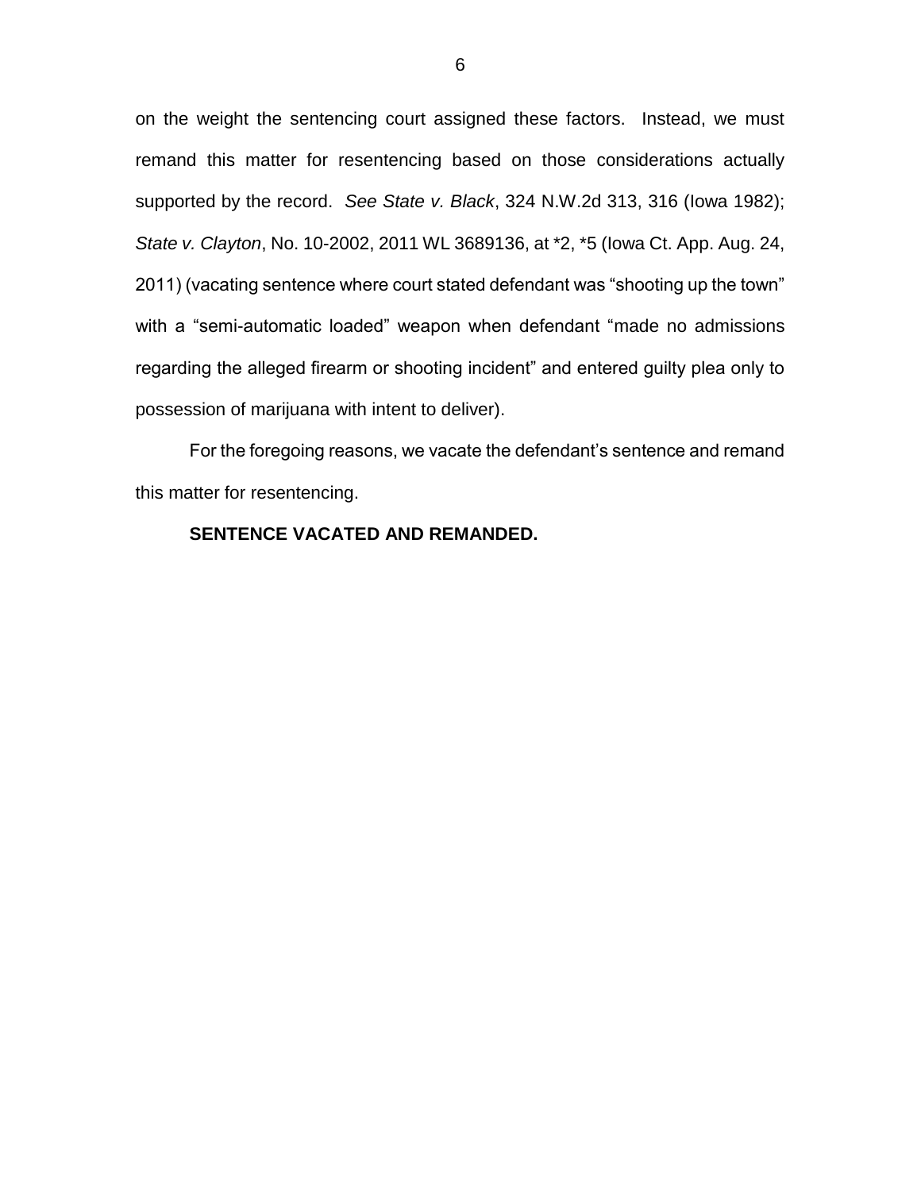on the weight the sentencing court assigned these factors. Instead, we must remand this matter for resentencing based on those considerations actually supported by the record. *See State v. Black*, 324 N.W.2d 313, 316 (Iowa 1982); *State v. Clayton*, No. 10-2002, 2011 WL 3689136, at *2, *5 (Iowa Ct. App. Aug. 24, 2011) (vacating sentence where court stated defendant was "shooting up the town" with a "semi-automatic loaded" weapon when defendant "made no admissions regarding the alleged firearm or shooting incident" and entered guilty plea only to possession of marijuana with intent to deliver).

For the foregoing reasons, we vacate the defendant's sentence and remand this matter for resentencing.

**SENTENCE VACATED AND REMANDED.**